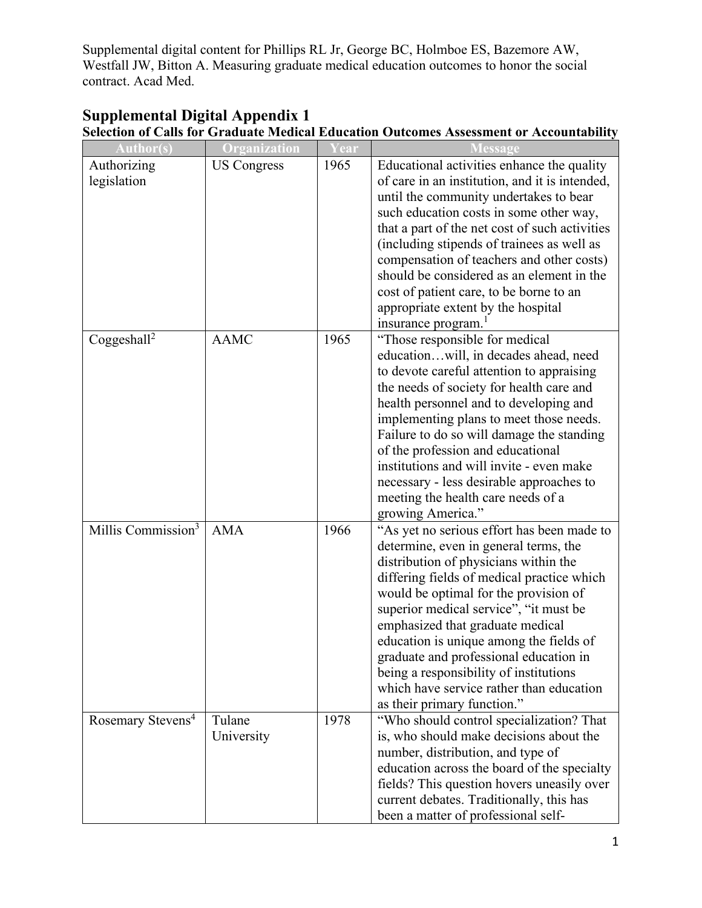Supplemental digital content for Phillips RL Jr, George BC, Holmboe ES, Bazemore AW, Westfall JW, Bitton A. Measuring graduate medical education outcomes to honor the social contract. Acad Med.

# Supplemental Digital Appendix 1

## Selection of Calls for Graduate Medical Education Outcomes Assessment or Accountability

| Author(s) | Organization | Year | Message |
|---|---|---|---|
| Authorizing legislation | US Congress | 1965 | Educational activities enhance the quality of care in an institution, and it is intended, until the community undertakes to bear such education costs in some other way, that a part of the net cost of such activities (including stipends of trainees as well as compensation of teachers and other costs) should be considered as an element in the cost of patient care, to be borne to an appropriate extent by the hospital insurance program.[1] |
| Coggeshall[2] | AAMC | 1965 | "Those responsible for medical education…will, in decades ahead, need to devote careful attention to appraising the needs of society for health care and health personnel and to developing and implementing plans to meet those needs. Failure to do so will damage the standing of the profession and educational institutions and will invite - even make necessary - less desirable approaches to meeting the health care needs of a growing America." |
| Millis Commission[3] | AMA | 1966 | "As yet no serious effort has been made to determine, even in general terms, the distribution of physicians within the differing fields of medical practice which would be optimal for the provision of superior medical service", "it must be emphasized that graduate medical education is unique among the fields of graduate and professional education in being a responsibility of institutions which have service rather than education as their primary function." |
| Rosemary Stevens[4] | Tulane University | 1978 | "Who should control specialization? That is, who should make decisions about the number, distribution, and type of education across the board of the specialty fields? This question hovers uneasily over current debates. Traditionally, this has been a matter of professional self- |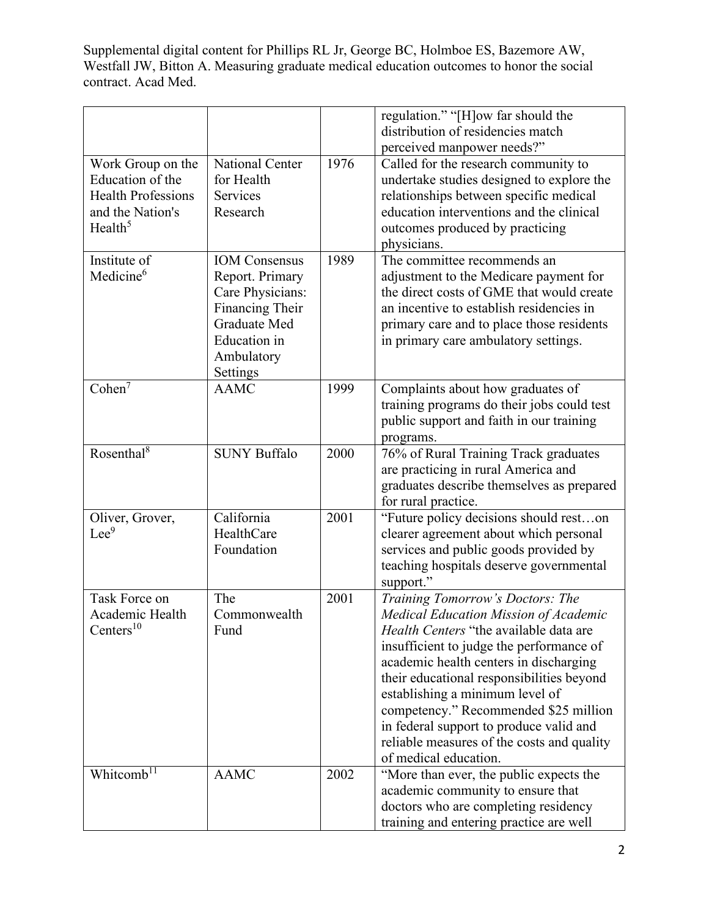| | | | regulation." "[H]ow far should the distribution of residencies match perceived manpower needs?" |
|---|---|---|---|
| Work Group on the Education of the Health Professions and the Nation's Health[5] | National Center for Health Services Research | 1976 | Called for the research community to undertake studies designed to explore the relationships between specific medical education interventions and the clinical outcomes produced by practicing physicians. |
| Institute of Medicine[6] | IOM Consensus Report. Primary Care Physicians: Financing Their Graduate Med Education in Ambulatory Settings | 1989 | The committee recommends an adjustment to the Medicare payment for the direct costs of GME that would create an incentive to establish residencies in primary care and to place those residents in primary care ambulatory settings. |
| Cohen[7] | AAMC | 1999 | Complaints about how graduates of training programs do their jobs could test public support and faith in our training programs. |
| Rosenthal[8] | SUNY Buffalo | 2000 | 76% of Rural Training Track graduates are practicing in rural America and graduates describe themselves as prepared for rural practice. |
| Oliver, Grover, Lee[9] | California HealthCare Foundation | 2001 | "Future policy decisions should rest…on clearer agreement about which personal services and public goods provided by teaching hospitals deserve governmental support." |
| Task Force on Academic Health Centers[10] | The Commonwealth Fund | 2001 | *Training Tomorrow's Doctors: The Medical Education Mission of Academic Health Centers* "the available data are insufficient to judge the performance of academic health centers in discharging their educational responsibilities beyond establishing a minimum level of competency." Recommended $25 million in federal support to produce valid and reliable measures of the costs and quality of medical education. |
| Whitcomb[11] | AAMC | 2002 | "More than ever, the public expects the academic community to ensure that doctors who are completing residency training and entering practice are well |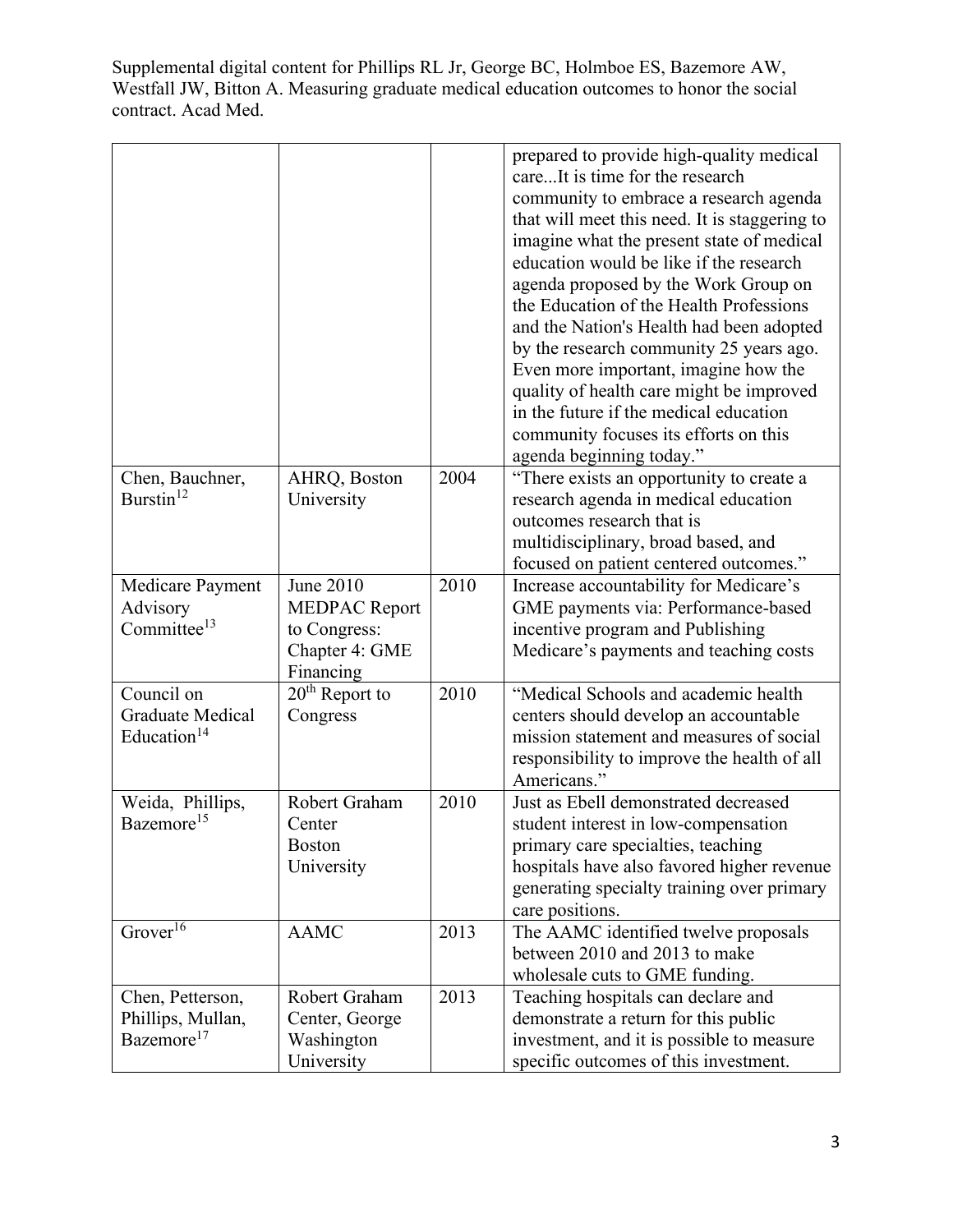| | | | |
|---|---|---|---|
| | | | prepared to provide high-quality medical care...It is time for the research community to embrace a research agenda that will meet this need. It is staggering to imagine what the present state of medical education would be like if the research agenda proposed by the Work Group on the Education of the Health Professions and the Nation's Health had been adopted by the research community 25 years ago. Even more important, imagine how the quality of health care might be improved in the future if the medical education community focuses its efforts on this agenda beginning today." |
| Chen, Bauchner, Burstin[12] | AHRQ, Boston University | 2004 | "There exists an opportunity to create a research agenda in medical education outcomes research that is multidisciplinary, broad based, and focused on patient centered outcomes." |
| Medicare Payment Advisory Committee[13] | June 2010 MEDPAC Report to Congress: Chapter 4: GME Financing | 2010 | Increase accountability for Medicare's GME payments via: Performance-based incentive program and Publishing Medicare's payments and teaching costs |
| Council on Graduate Medical Education[14] | 20th Report to Congress | 2010 | "Medical Schools and academic health centers should develop an accountable mission statement and measures of social responsibility to improve the health of all Americans." |
| Weida, Phillips, Bazemore[15] | Robert Graham Center Boston University | 2010 | Just as Ebell demonstrated decreased student interest in low-compensation primary care specialties, teaching hospitals have also favored higher revenue generating specialty training over primary care positions. |
| Grover[16] | AAMC | 2013 | The AAMC identified twelve proposals between 2010 and 2013 to make wholesale cuts to GME funding. |
| Chen, Petterson, Phillips, Mullan, Bazemore[17] | Robert Graham Center, George Washington University | 2013 | Teaching hospitals can declare and demonstrate a return for this public investment, and it is possible to measure specific outcomes of this investment. |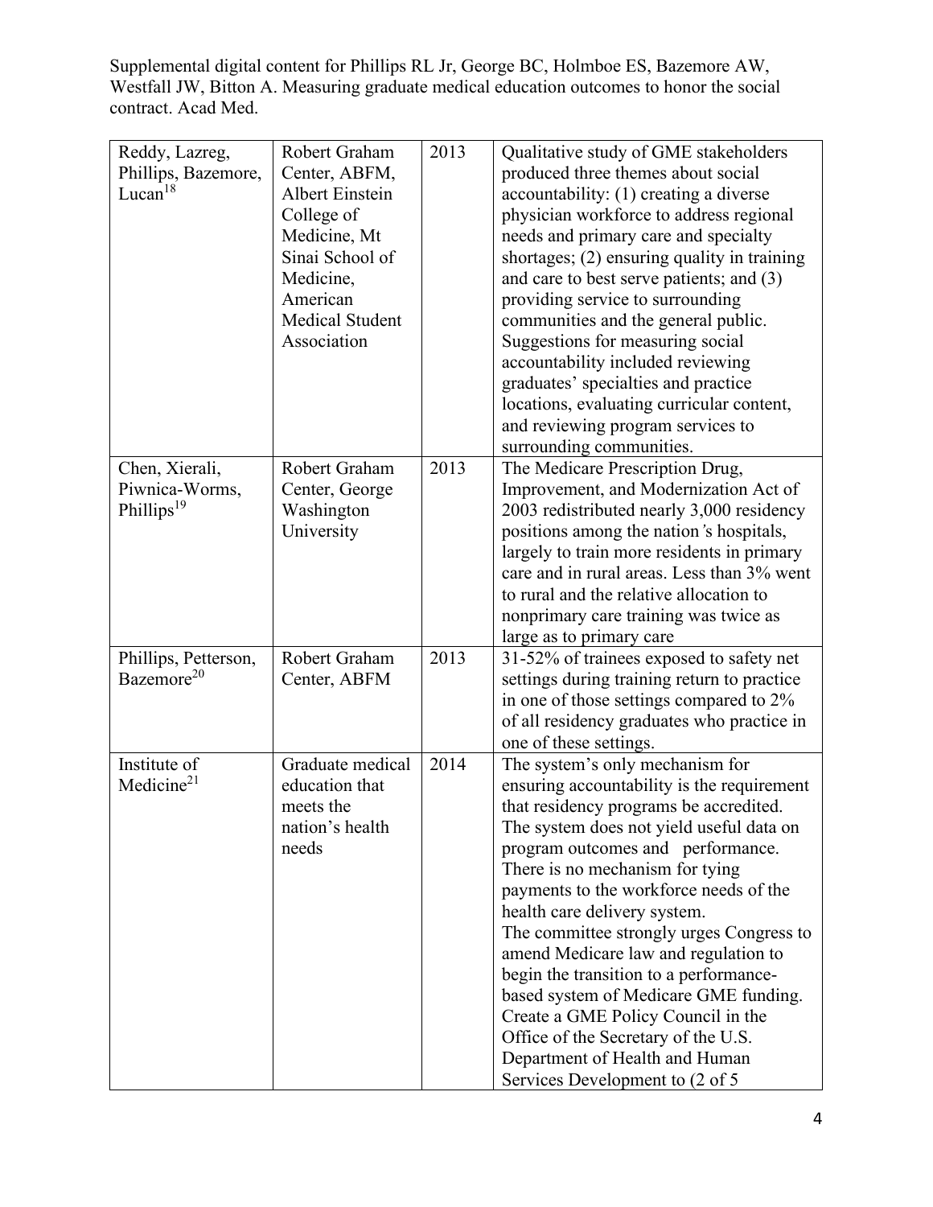| Reddy, Lazreg, Phillips, Bazemore, Lucan[18] | Robert Graham Center, ABFM, Albert Einstein College of Medicine, Mt Sinai School of Medicine, American Medical Student Association | 2013 | Qualitative study of GME stakeholders produced three themes about social accountability: (1) creating a diverse physician workforce to address regional needs and primary care and specialty shortages; (2) ensuring quality in training and care to best serve patients; and (3) providing service to surrounding communities and the general public. Suggestions for measuring social accountability included reviewing graduates' specialties and practice locations, evaluating curricular content, and reviewing program services to surrounding communities. |
|---|---|---|---|
| Chen, Xierali, Piwnica-Worms, Phillips[19] | Robert Graham Center, George Washington University | 2013 | The Medicare Prescription Drug, Improvement, and Modernization Act of 2003 redistributed nearly 3,000 residency positions among the nation's hospitals, largely to train more residents in primary care and in rural areas. Less than 3% went to rural and the relative allocation to nonprimary care training was twice as large as to primary care |
| Phillips, Petterson, Bazemore[20] | Robert Graham Center, ABFM | 2013 | 31-52% of trainees exposed to safety net settings during training return to practice in one of those settings compared to 2% of all residency graduates who practice in one of these settings. |
| Institute of Medicine[21] | Graduate medical education that meets the nation's health needs | 2014 | The system's only mechanism for ensuring accountability is the requirement that residency programs be accredited. The system does not yield useful data on program outcomes and performance. There is no mechanism for tying payments to the workforce needs of the health care delivery system.<br>The committee strongly urges Congress to amend Medicare law and regulation to begin the transition to a performance-based system of Medicare GME funding. Create a GME Policy Council in the Office of the Secretary of the U.S. Department of Health and Human Services Development to (2 of 5 |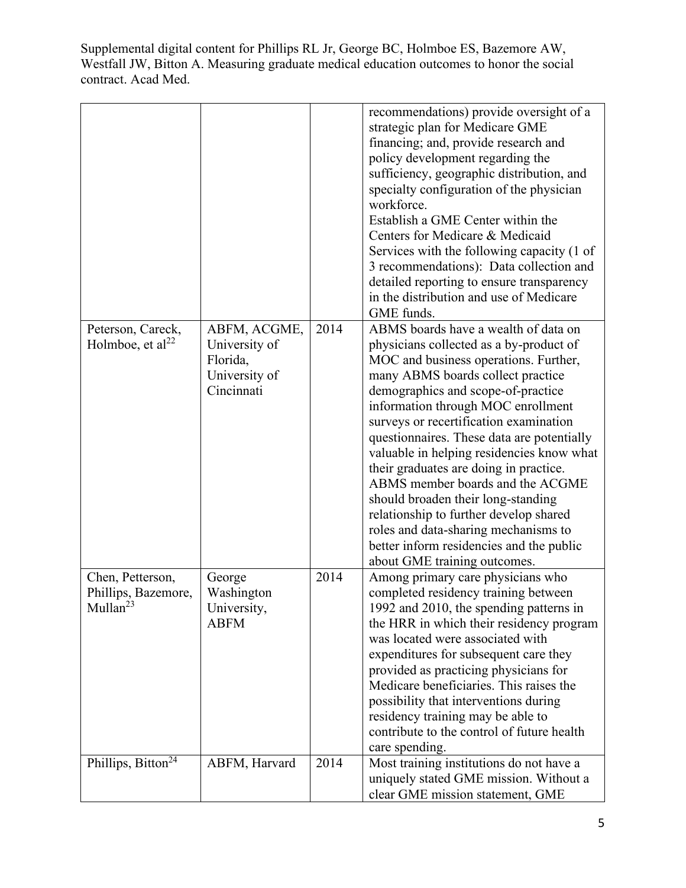| | | | |
|---|---|---|---|
| | | | recommendations) provide oversight of a strategic plan for Medicare GME financing; and, provide research and policy development regarding the sufficiency, geographic distribution, and specialty configuration of the physician workforce. Establish a GME Center within the Centers for Medicare & Medicaid Services with the following capacity (1 of 3 recommendations): Data collection and detailed reporting to ensure transparency in the distribution and use of Medicare GME funds. |
| Peterson, Careck, Holmboe, et al[22] | ABFM, ACGME, University of Florida, University of Cincinnati | 2014 | ABMS boards have a wealth of data on physicians collected as a by-product of MOC and business operations. Further, many ABMS boards collect practice demographics and scope-of-practice information through MOC enrollment surveys or recertification examination questionnaires. These data are potentially valuable in helping residencies know what their graduates are doing in practice. ABMS member boards and the ACGME should broaden their long-standing relationship to further develop shared roles and data-sharing mechanisms to better inform residencies and the public about GME training outcomes. |
| Chen, Petterson, Phillips, Bazemore, Mullan[23] | George Washington University, ABFM | 2014 | Among primary care physicians who completed residency training between 1992 and 2010, the spending patterns in the HRR in which their residency program was located were associated with expenditures for subsequent care they provided as practicing physicians for Medicare beneficiaries. This raises the possibility that interventions during residency training may be able to contribute to the control of future health care spending. |
| Phillips, Bitton[24] | ABFM, Harvard | 2014 | Most training institutions do not have a uniquely stated GME mission. Without a clear GME mission statement, GME |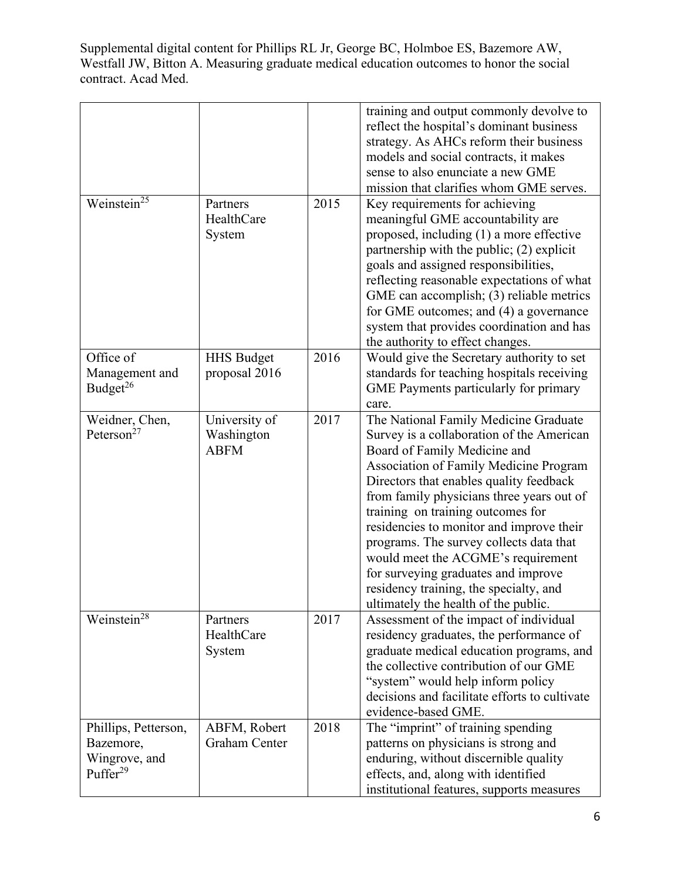| | | | training and output commonly devolve to reflect the hospital's dominant business strategy. As AHCs reform their business models and social contracts, it makes sense to also enunciate a new GME mission that clarifies whom GME serves. |
|---|---|---|---|
| Weinstein[25] | Partners HealthCare System | 2015 | Key requirements for achieving meaningful GME accountability are proposed, including (1) a more effective partnership with the public; (2) explicit goals and assigned responsibilities, reflecting reasonable expectations of what GME can accomplish; (3) reliable metrics for GME outcomes; and (4) a governance system that provides coordination and has the authority to effect changes. |
| Office of Management and Budget[26] | HHS Budget proposal 2016 | 2016 | Would give the Secretary authority to set standards for teaching hospitals receiving GME Payments particularly for primary care. |
| Weidner, Chen, Peterson[27] | University of Washington ABFM | 2017 | The National Family Medicine Graduate Survey is a collaboration of the American Board of Family Medicine and Association of Family Medicine Program Directors that enables quality feedback from family physicians three years out of training on training outcomes for residencies to monitor and improve their programs. The survey collects data that would meet the ACGME's requirement for surveying graduates and improve residency training, the specialty, and ultimately the health of the public. |
| Weinstein[28] | Partners HealthCare System | 2017 | Assessment of the impact of individual residency graduates, the performance of graduate medical education programs, and the collective contribution of our GME "system" would help inform policy decisions and facilitate efforts to cultivate evidence-based GME. |
| Phillips, Petterson, Bazemore, Wingrove, and Puffer[29] | ABFM, Robert Graham Center | 2018 | The "imprint" of training spending patterns on physicians is strong and enduring, without discernible quality effects, and, along with identified institutional features, supports measures |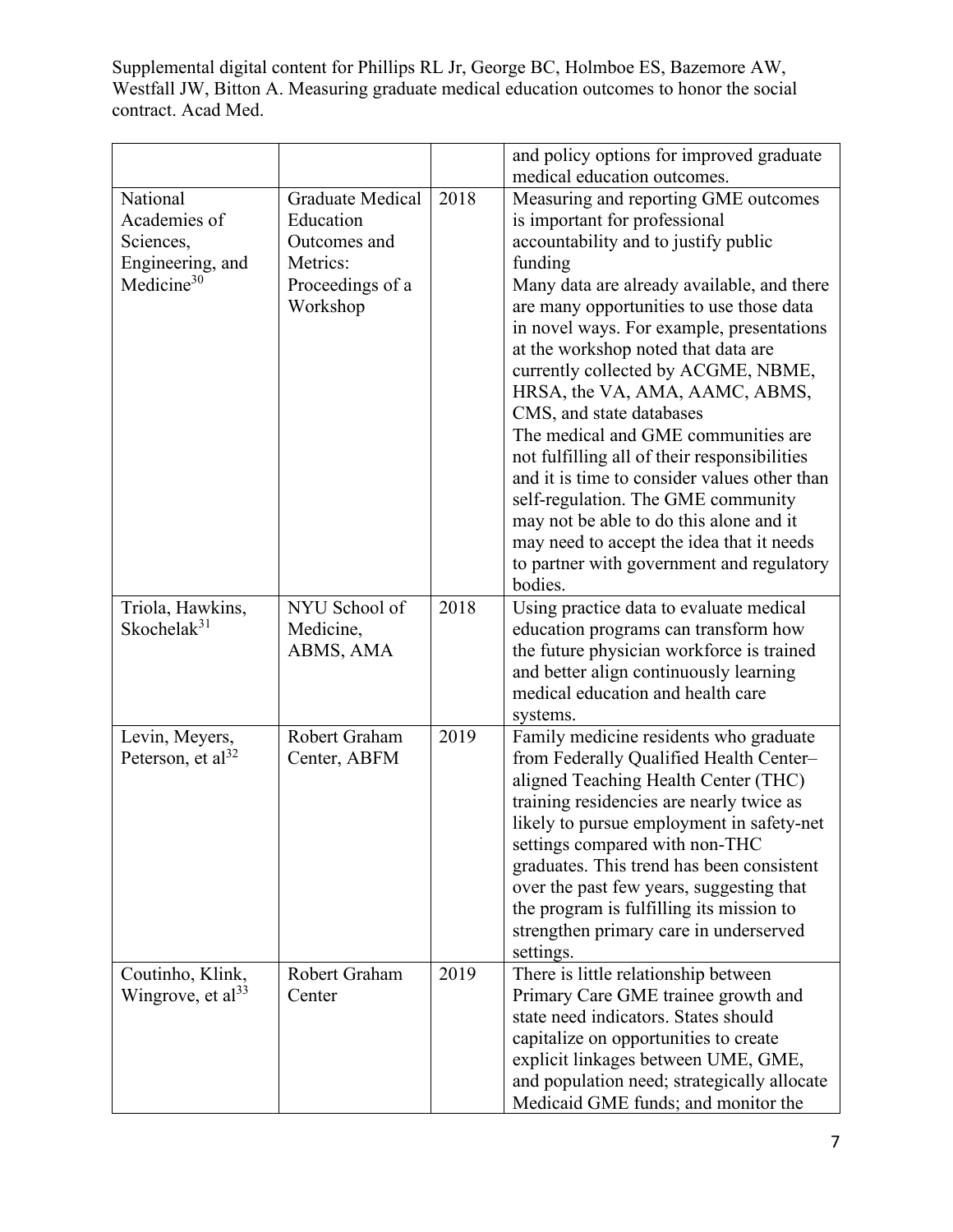| | | | and policy options for improved graduate medical education outcomes. |
|---|---|---|---|
| National Academies of Sciences, Engineering, and Medicine[30] | Graduate Medical Education Outcomes and Metrics: Proceedings of a Workshop | 2018 | Measuring and reporting GME outcomes is important for professional accountability and to justify public funding<br>Many data are already available, and there are many opportunities to use those data in novel ways. For example, presentations at the workshop noted that data are currently collected by ACGME, NBME, HRSA, the VA, AMA, AAMC, ABMS, CMS, and state databases<br>The medical and GME communities are not fulfilling all of their responsibilities and it is time to consider values other than self-regulation. The GME community may not be able to do this alone and it may need to accept the idea that it needs to partner with government and regulatory bodies. |
| Triola, Hawkins, Skochelak[31] | NYU School of Medicine, ABMS, AMA | 2018 | Using practice data to evaluate medical education programs can transform how the future physician workforce is trained and better align continuously learning medical education and health care systems. |
| Levin, Meyers, Peterson, et al[32] | Robert Graham Center, ABFM | 2019 | Family medicine residents who graduate from Federally Qualified Health Center–aligned Teaching Health Center (THC) training residencies are nearly twice as likely to pursue employment in safety-net settings compared with non-THC graduates. This trend has been consistent over the past few years, suggesting that the program is fulfilling its mission to strengthen primary care in underserved settings. |
| Coutinho, Klink, Wingrove, et al[33] | Robert Graham Center | 2019 | There is little relationship between Primary Care GME trainee growth and state need indicators. States should capitalize on opportunities to create explicit linkages between UME, GME, and population need; strategically allocate Medicaid GME funds; and monitor the |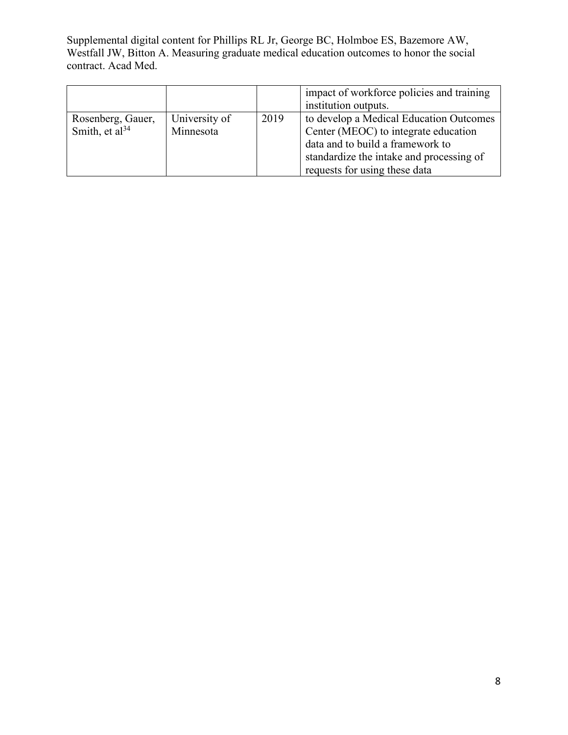|  |  |  | impact of workforce policies and training institution outputs. |
|---|---|---|---|
| Rosenberg, Gauer, Smith, et al[34] | University of Minnesota | 2019 | to develop a Medical Education Outcomes Center (MEOC) to integrate education data and to build a framework to standardize the intake and processing of requests for using these data |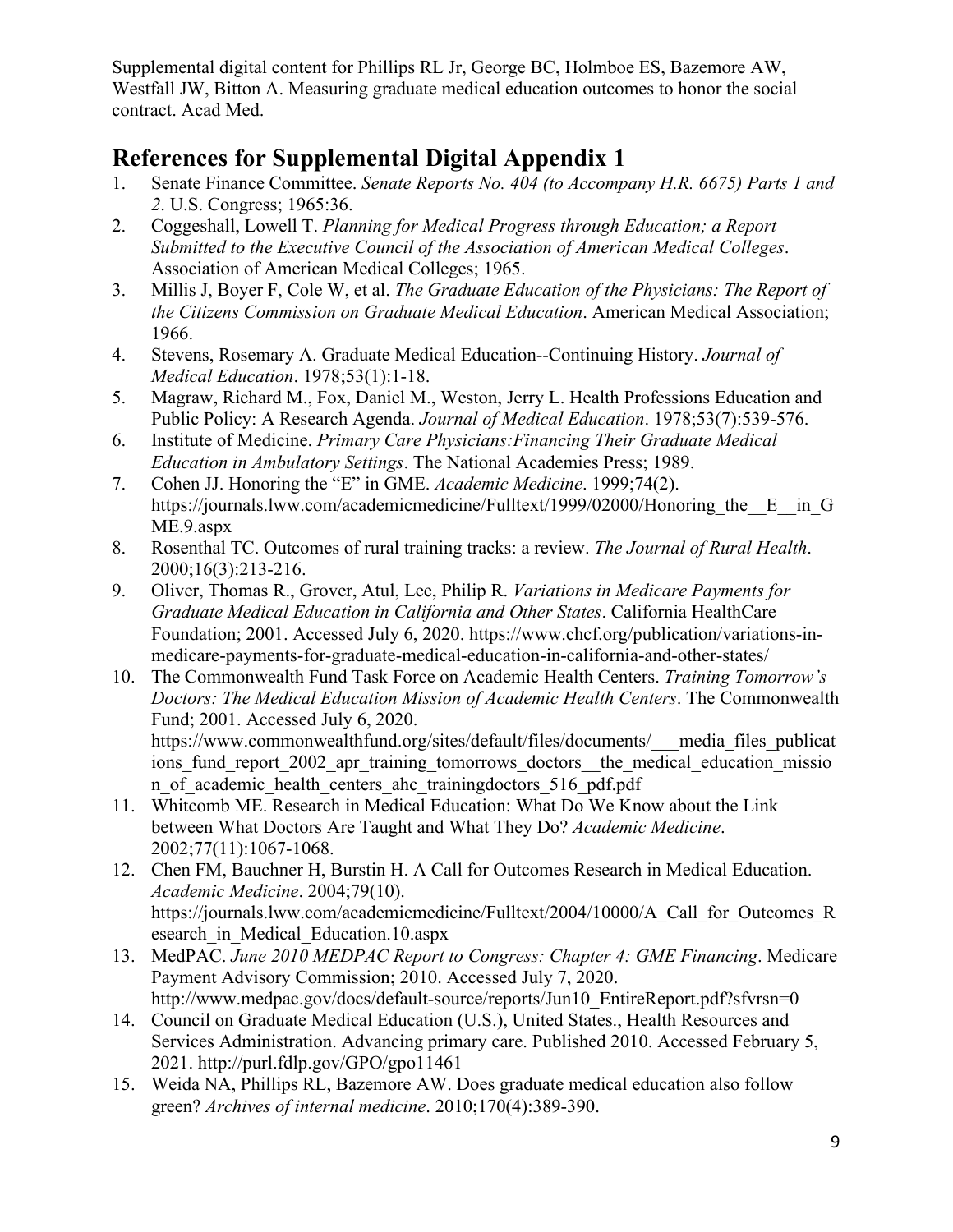Supplemental digital content for Phillips RL Jr, George BC, Holmboe ES, Bazemore AW, Westfall JW, Bitton A. Measuring graduate medical education outcomes to honor the social contract. Acad Med.

## References for Supplemental Digital Appendix 1

1. Senate Finance Committee. *Senate Reports No. 404 (to Accompany H.R. 6675) Parts 1 and 2*. U.S. Congress; 1965:36.
2. Coggeshall, Lowell T. *Planning for Medical Progress through Education; a Report Submitted to the Executive Council of the Association of American Medical Colleges*. Association of American Medical Colleges; 1965.
3. Millis J, Boyer F, Cole W, et al. *The Graduate Education of the Physicians: The Report of the Citizens Commission on Graduate Medical Education*. American Medical Association; 1966.
4. Stevens, Rosemary A. Graduate Medical Education--Continuing History. *Journal of Medical Education*. 1978;53(1):1-18.
5. Magraw, Richard M., Fox, Daniel M., Weston, Jerry L. Health Professions Education and Public Policy: A Research Agenda. *Journal of Medical Education*. 1978;53(7):539-576.
6. Institute of Medicine. *Primary Care Physicians:Financing Their Graduate Medical Education in Ambulatory Settings*. The National Academies Press; 1989.
7. Cohen JJ. Honoring the "E" in GME. *Academic Medicine*. 1999;74(2). https://journals.lww.com/academicmedicine/Fulltext/1999/02000/Honoring_the__E__in_GME.9.aspx
8. Rosenthal TC. Outcomes of rural training tracks: a review. *The Journal of Rural Health*. 2000;16(3):213-216.
9. Oliver, Thomas R., Grover, Atul, Lee, Philip R. *Variations in Medicare Payments for Graduate Medical Education in California and Other States*. California HealthCare Foundation; 2001. Accessed July 6, 2020. https://www.chcf.org/publication/variations-in-medicare-payments-for-graduate-medical-education-in-california-and-other-states/
10. The Commonwealth Fund Task Force on Academic Health Centers. *Training Tomorrow's Doctors: The Medical Education Mission of Academic Health Centers*. The Commonwealth Fund; 2001. Accessed July 6, 2020. https://www.commonwealthfund.org/sites/default/files/documents/___media_files_publications_fund_report_2002_apr_training_tomorrows_doctors__the_medical_education_mission_of_academic_health_centers_ahc_trainingdoctors_516_pdf.pdf
11. Whitcomb ME. Research in Medical Education: What Do We Know about the Link between What Doctors Are Taught and What They Do? *Academic Medicine*. 2002;77(11):1067-1068.
12. Chen FM, Bauchner H, Burstin H. A Call for Outcomes Research in Medical Education. *Academic Medicine*. 2004;79(10). https://journals.lww.com/academicmedicine/Fulltext/2004/10000/A_Call_for_Outcomes_Research_in_Medical_Education.10.aspx
13. MedPAC. *June 2010 MEDPAC Report to Congress: Chapter 4: GME Financing*. Medicare Payment Advisory Commission; 2010. Accessed July 7, 2020. http://www.medpac.gov/docs/default-source/reports/Jun10_EntireReport.pdf?sfvrsn=0
14. Council on Graduate Medical Education (U.S.), United States., Health Resources and Services Administration. Advancing primary care. Published 2010. Accessed February 5, 2021. http://purl.fdlp.gov/GPO/gpo11461
15. Weida NA, Phillips RL, Bazemore AW. Does graduate medical education also follow green? *Archives of internal medicine*. 2010;170(4):389-390.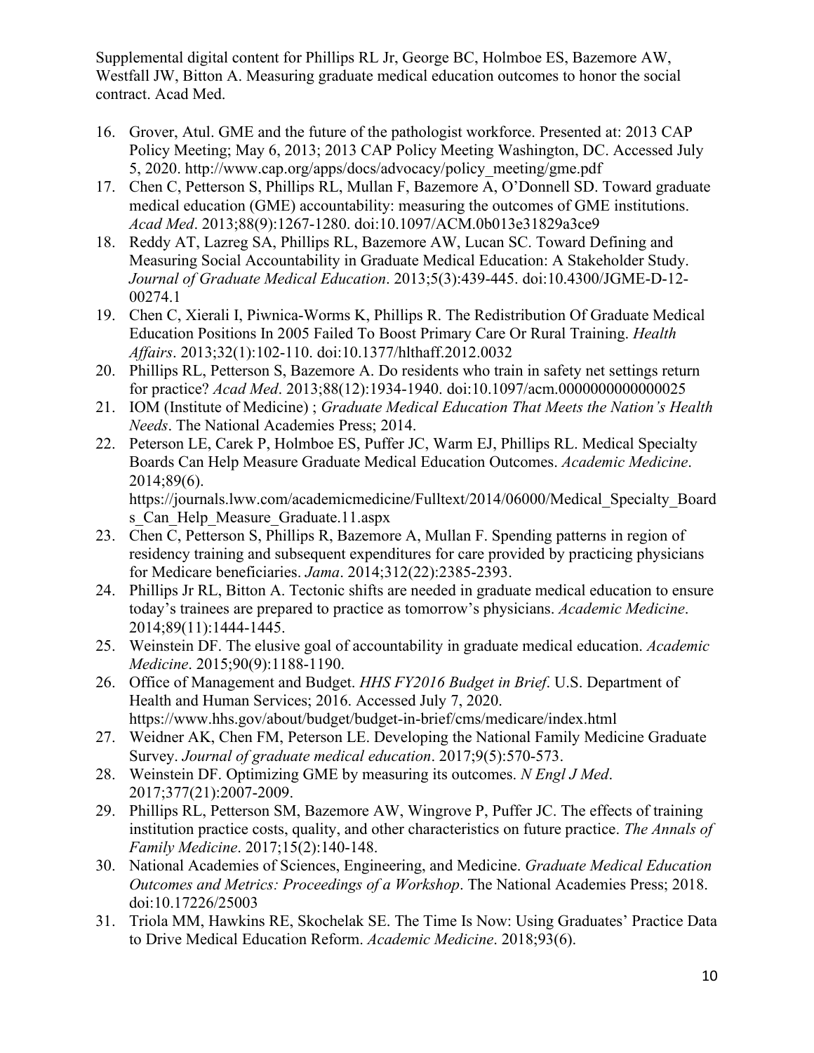Supplemental digital content for Phillips RL Jr, George BC, Holmboe ES, Bazemore AW, Westfall JW, Bitton A. Measuring graduate medical education outcomes to honor the social contract. Acad Med.

16. Grover, Atul. GME and the future of the pathologist workforce. Presented at: 2013 CAP Policy Meeting; May 6, 2013; 2013 CAP Policy Meeting Washington, DC. Accessed July 5, 2020. http://www.cap.org/apps/docs/advocacy/policy_meeting/gme.pdf
17. Chen C, Petterson S, Phillips RL, Mullan F, Bazemore A, O'Donnell SD. Toward graduate medical education (GME) accountability: measuring the outcomes of GME institutions. *Acad Med*. 2013;88(9):1267-1280. doi:10.1097/ACM.0b013e31829a3ce9
18. Reddy AT, Lazreg SA, Phillips RL, Bazemore AW, Lucan SC. Toward Defining and Measuring Social Accountability in Graduate Medical Education: A Stakeholder Study. *Journal of Graduate Medical Education*. 2013;5(3):439-445. doi:10.4300/JGME-D-12-00274.1
19. Chen C, Xierali I, Piwnica-Worms K, Phillips R. The Redistribution Of Graduate Medical Education Positions In 2005 Failed To Boost Primary Care Or Rural Training. *Health Affairs*. 2013;32(1):102-110. doi:10.1377/hlthaff.2012.0032
20. Phillips RL, Petterson S, Bazemore A. Do residents who train in safety net settings return for practice? *Acad Med*. 2013;88(12):1934-1940. doi:10.1097/acm.0000000000000025
21. IOM (Institute of Medicine) ; *Graduate Medical Education That Meets the Nation's Health Needs*. The National Academies Press; 2014.
22. Peterson LE, Carek P, Holmboe ES, Puffer JC, Warm EJ, Phillips RL. Medical Specialty Boards Can Help Measure Graduate Medical Education Outcomes. *Academic Medicine*. 2014;89(6). https://journals.lww.com/academicmedicine/Fulltext/2014/06000/Medical_Specialty_Boards_Can_Help_Measure_Graduate.11.aspx
23. Chen C, Petterson S, Phillips R, Bazemore A, Mullan F. Spending patterns in region of residency training and subsequent expenditures for care provided by practicing physicians for Medicare beneficiaries. *Jama*. 2014;312(22):2385-2393.
24. Phillips Jr RL, Bitton A. Tectonic shifts are needed in graduate medical education to ensure today's trainees are prepared to practice as tomorrow's physicians. *Academic Medicine*. 2014;89(11):1444-1445.
25. Weinstein DF. The elusive goal of accountability in graduate medical education. *Academic Medicine*. 2015;90(9):1188-1190.
26. Office of Management and Budget. *HHS FY2016 Budget in Brief*. U.S. Department of Health and Human Services; 2016. Accessed July 7, 2020. https://www.hhs.gov/about/budget/budget-in-brief/cms/medicare/index.html
27. Weidner AK, Chen FM, Peterson LE. Developing the National Family Medicine Graduate Survey. *Journal of graduate medical education*. 2017;9(5):570-573.
28. Weinstein DF. Optimizing GME by measuring its outcomes. *N Engl J Med*. 2017;377(21):2007-2009.
29. Phillips RL, Petterson SM, Bazemore AW, Wingrove P, Puffer JC. The effects of training institution practice costs, quality, and other characteristics on future practice. *The Annals of Family Medicine*. 2017;15(2):140-148.
30. National Academies of Sciences, Engineering, and Medicine. *Graduate Medical Education Outcomes and Metrics: Proceedings of a Workshop*. The National Academies Press; 2018. doi:10.17226/25003
31. Triola MM, Hawkins RE, Skochelak SE. The Time Is Now: Using Graduates' Practice Data to Drive Medical Education Reform. *Academic Medicine*. 2018;93(6).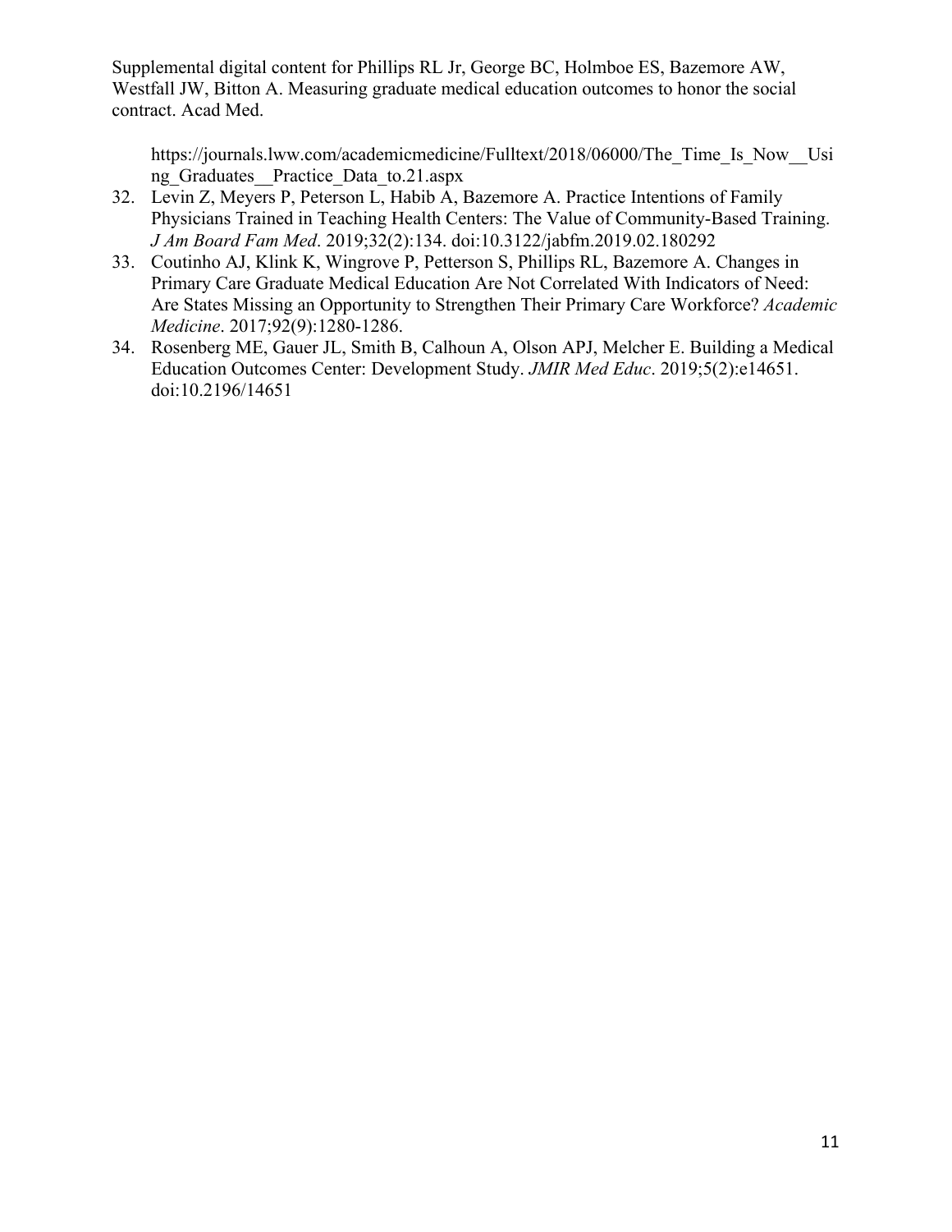https://journals.lww.com/academicmedicine/Fulltext/2018/06000/The_Time_Is_Now__Using_Graduates__Practice_Data_to.21.aspx

32. Levin Z, Meyers P, Peterson L, Habib A, Bazemore A. Practice Intentions of Family Physicians Trained in Teaching Health Centers: The Value of Community-Based Training. *J Am Board Fam Med*. 2019;32(2):134. doi:10.3122/jabfm.2019.02.180292
33. Coutinho AJ, Klink K, Wingrove P, Petterson S, Phillips RL, Bazemore A. Changes in Primary Care Graduate Medical Education Are Not Correlated With Indicators of Need: Are States Missing an Opportunity to Strengthen Their Primary Care Workforce? *Academic Medicine*. 2017;92(9):1280-1286.
34. Rosenberg ME, Gauer JL, Smith B, Calhoun A, Olson APJ, Melcher E. Building a Medical Education Outcomes Center: Development Study. *JMIR Med Educ*. 2019;5(2):e14651. doi:10.2196/14651